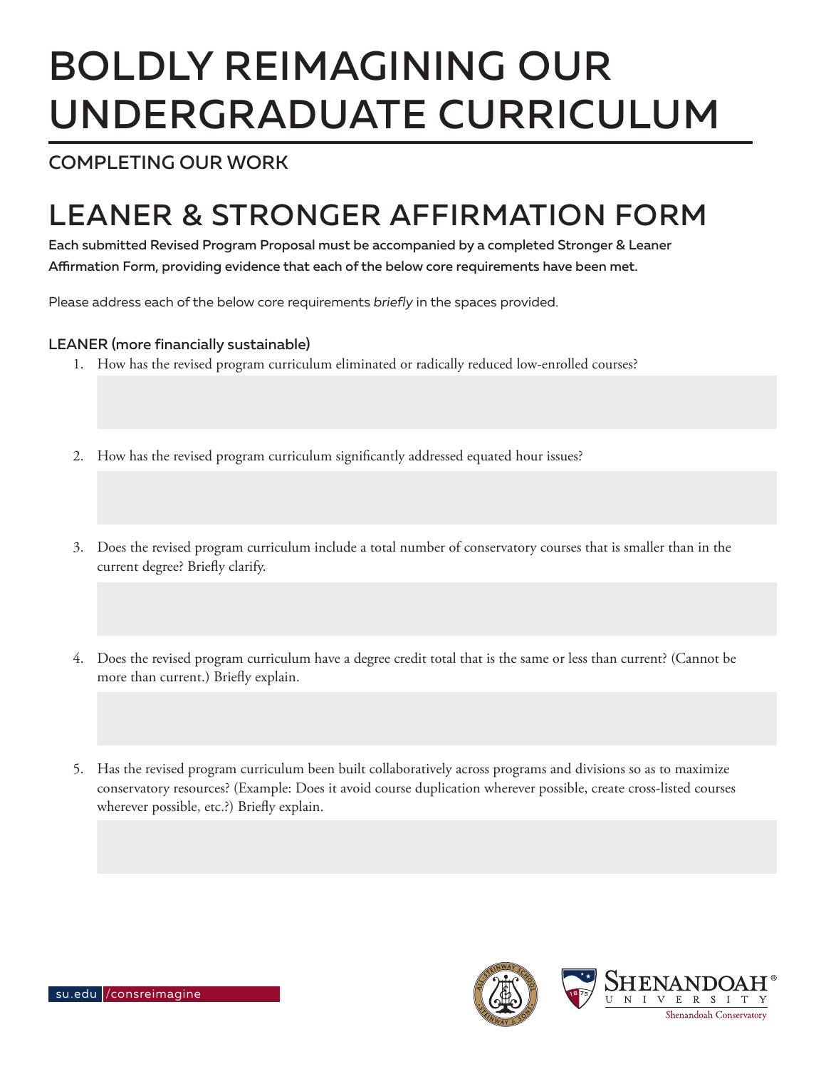# BOLDLY REIMAGINING OUR UNDERGRADUATE CURRICULUM

## COMPLETING OUR WORK

# LEANER & STRONGER AFFIRMATION FORM

**Each submitted Revised Program Proposal must be accompanied by a completed Stronger & Leaner Affirmation Form, providing evidence that each of the below core requirements have been met.**

Please address each of the below core requirements *briefly* in the spaces provided.

### LEANER (more financially sustainable)

1. How has the revised program curriculum eliminated or radically reduced low-enrolled courses?

2. How has the revised program curriculum significantly addressed equated hour issues?

3. Does the revised program curriculum include a total number of conservatory courses that is smaller than in the current degree? Briefly clarify.

4. Does the revised program curriculum have a degree credit total that is the same or less than current? (Cannot be more than current.) Briefly explain.

5. Has the revised program curriculum been built collaboratively across programs and divisions so as to maximize conservatory resources? (Example: Does it avoid course duplication wherever possible, create cross-listed courses wherever possible, etc.?) Briefly explain.

su.edu /consreimagine

Shenandoah University® Shenandoah Conservatory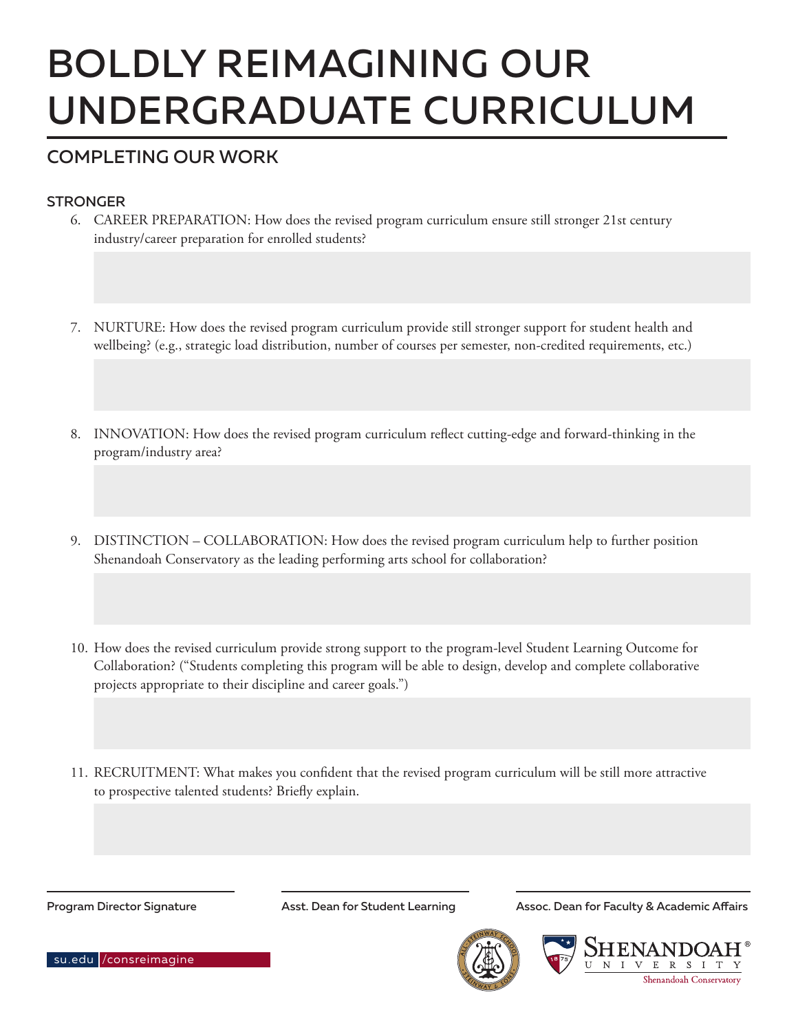# BOLDLY REIMAGINING OUR UNDERGRADUATE CURRICULUM

## COMPLETING OUR WORK

### STRONGER

6. CAREER PREPARATION: How does the revised program curriculum ensure still stronger 21st century industry/career preparation for enrolled students?

7. NURTURE: How does the revised program curriculum provide still stronger support for student health and wellbeing? (e.g., strategic load distribution, number of courses per semester, non-credited requirements, etc.)

8. INNOVATION: How does the revised program curriculum reflect cutting-edge and forward-thinking in the program/industry area?

9. DISTINCTION – COLLABORATION: How does the revised program curriculum help to further position Shenandoah Conservatory as the leading performing arts school for collaboration?

10. How does the revised curriculum provide strong support to the program-level Student Learning Outcome for Collaboration? ("Students completing this program will be able to design, develop and complete collaborative projects appropriate to their discipline and career goals.")

11. RECRUITMENT: What makes you confident that the revised program curriculum will be still more attractive to prospective talented students? Briefly explain.

Program Director Signature

Asst. Dean for Student Learning

Assoc. Dean for Faculty & Academic Affairs

su.edu /consreimagine

Shenandoah University

Shenandoah Conservatory